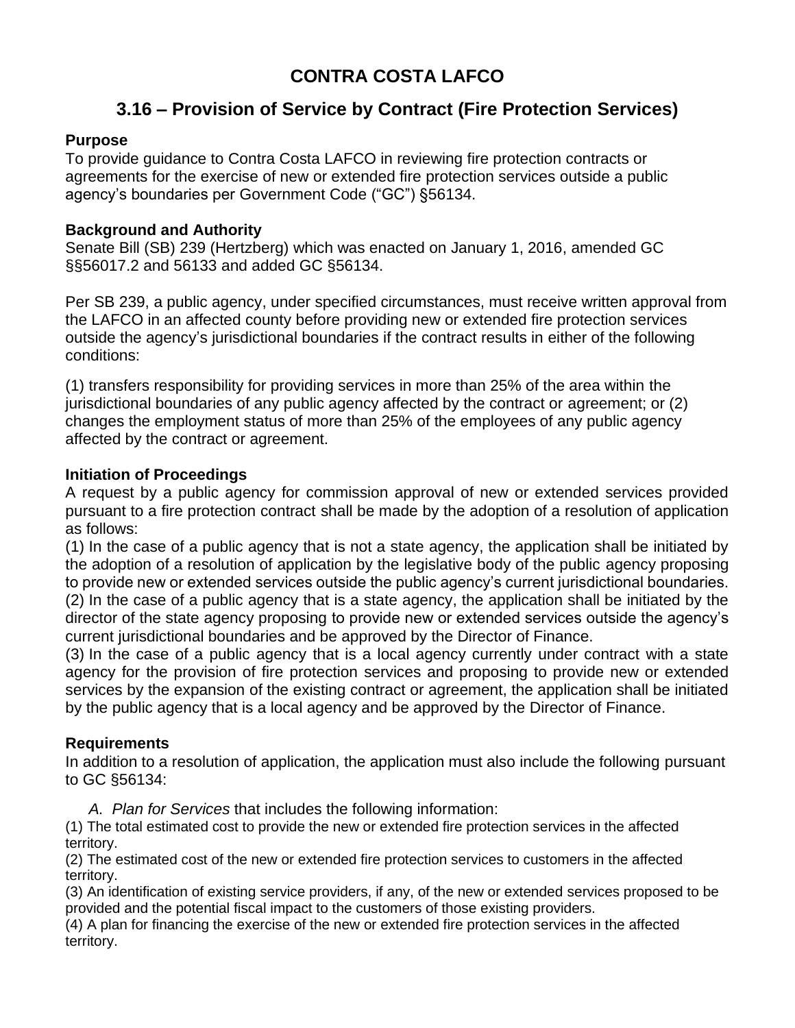# CONTRA COSTA LAFCO

## 3.16 – Provision of Service by Contract (Fire Protection Services)

**Purpose**

To provide guidance to Contra Costa LAFCO in reviewing fire protection contracts or agreements for the exercise of new or extended fire protection services outside a public agency's boundaries per Government Code ("GC") §56134.

**Background and Authority**

Senate Bill (SB) 239 (Hertzberg) which was enacted on January 1, 2016, amended GC §§56017.2 and 56133 and added GC §56134.

Per SB 239, a public agency, under specified circumstances, must receive written approval from the LAFCO in an affected county before providing new or extended fire protection services outside the agency's jurisdictional boundaries if the contract results in either of the following conditions:

(1) transfers responsibility for providing services in more than 25% of the area within the jurisdictional boundaries of any public agency affected by the contract or agreement; or (2) changes the employment status of more than 25% of the employees of any public agency affected by the contract or agreement.

**Initiation of Proceedings**

A request by a public agency for commission approval of new or extended services provided pursuant to a fire protection contract shall be made by the adoption of a resolution of application as follows:

(1) In the case of a public agency that is not a state agency, the application shall be initiated by the adoption of a resolution of application by the legislative body of the public agency proposing to provide new or extended services outside the public agency's current jurisdictional boundaries.

(2) In the case of a public agency that is a state agency, the application shall be initiated by the director of the state agency proposing to provide new or extended services outside the agency's current jurisdictional boundaries and be approved by the Director of Finance.

(3) In the case of a public agency that is a local agency currently under contract with a state agency for the provision of fire protection services and proposing to provide new or extended services by the expansion of the existing contract or agreement, the application shall be initiated by the public agency that is a local agency and be approved by the Director of Finance.

**Requirements**

In addition to a resolution of application, the application must also include the following pursuant to GC §56134:

A. *Plan for Services* that includes the following information:

(1) The total estimated cost to provide the new or extended fire protection services in the affected territory.

(2) The estimated cost of the new or extended fire protection services to customers in the affected territory.

(3) An identification of existing service providers, if any, of the new or extended services proposed to be provided and the potential fiscal impact to the customers of those existing providers.

(4) A plan for financing the exercise of the new or extended fire protection services in the affected territory.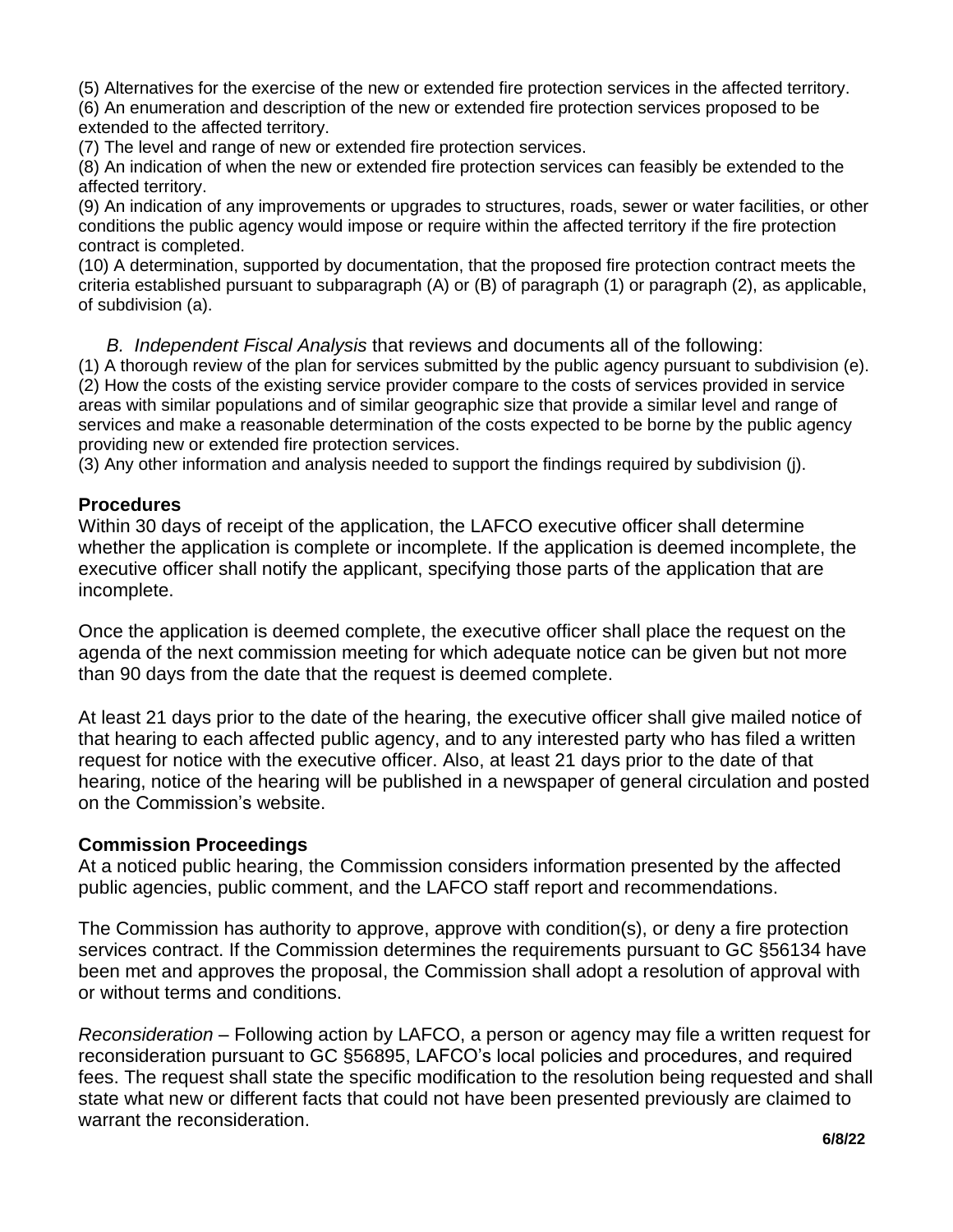(5) Alternatives for the exercise of the new or extended fire protection services in the affected territory.
(6) An enumeration and description of the new or extended fire protection services proposed to be extended to the affected territory.
(7) The level and range of new or extended fire protection services.
(8) An indication of when the new or extended fire protection services can feasibly be extended to the affected territory.
(9) An indication of any improvements or upgrades to structures, roads, sewer or water facilities, or other conditions the public agency would impose or require within the affected territory if the fire protection contract is completed.
(10) A determination, supported by documentation, that the proposed fire protection contract meets the criteria established pursuant to subparagraph (A) or (B) of paragraph (1) or paragraph (2), as applicable, of subdivision (a).

B. *Independent Fiscal Analysis* that reviews and documents all of the following:

(1) A thorough review of the plan for services submitted by the public agency pursuant to subdivision (e).
(2) How the costs of the existing service provider compare to the costs of services provided in service areas with similar populations and of similar geographic size that provide a similar level and range of services and make a reasonable determination of the costs expected to be borne by the public agency providing new or extended fire protection services.
(3) Any other information and analysis needed to support the findings required by subdivision (j).

**Procedures**

Within 30 days of receipt of the application, the LAFCO executive officer shall determine whether the application is complete or incomplete. If the application is deemed incomplete, the executive officer shall notify the applicant, specifying those parts of the application that are incomplete.

Once the application is deemed complete, the executive officer shall place the request on the agenda of the next commission meeting for which adequate notice can be given but not more than 90 days from the date that the request is deemed complete.

At least 21 days prior to the date of the hearing, the executive officer shall give mailed notice of that hearing to each affected public agency, and to any interested party who has filed a written request for notice with the executive officer. Also, at least 21 days prior to the date of that hearing, notice of the hearing will be published in a newspaper of general circulation and posted on the Commission's website.

**Commission Proceedings**

At a noticed public hearing, the Commission considers information presented by the affected public agencies, public comment, and the LAFCO staff report and recommendations.

The Commission has authority to approve, approve with condition(s), or deny a fire protection services contract. If the Commission determines the requirements pursuant to GC §56134 have been met and approves the proposal, the Commission shall adopt a resolution of approval with or without terms and conditions.

*Reconsideration* – Following action by LAFCO, a person or agency may file a written request for reconsideration pursuant to GC §56895, LAFCO's local policies and procedures, and required fees. The request shall state the specific modification to the resolution being requested and shall state what new or different facts that could not have been presented previously are claimed to warrant the reconsideration.

**6/8/22**